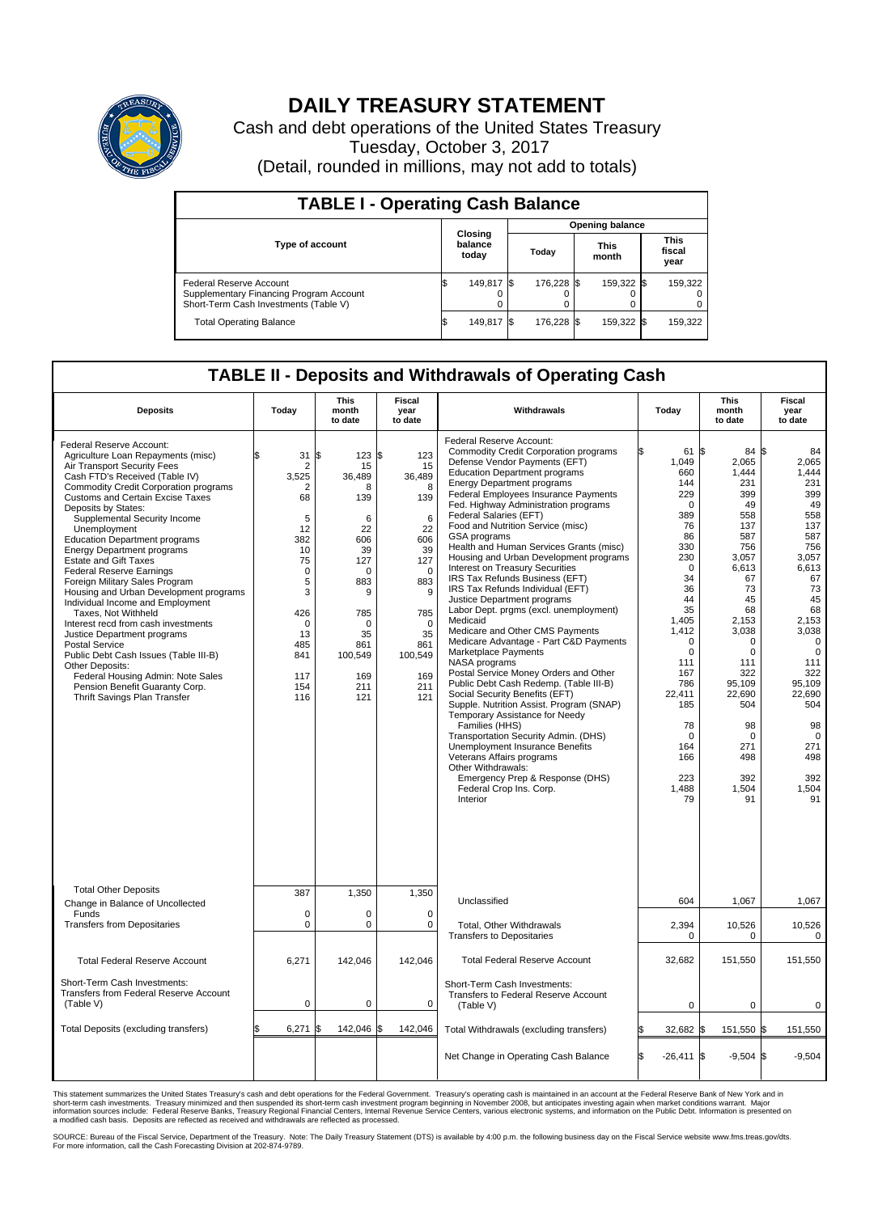# DAILY TREASURY STATEMENT

Cash and debt operations of the United States Treasury

Tuesday, October 3, 2017

(Detail, rounded in millions, may not add to totals)

## TABLE I - Operating Cash Balance

| Type of account | Closing balance today | Opening balance Today | Opening balance This month | Opening balance This fiscal year |
|---|---|---|---|---|
| Federal Reserve Account | $ 149,817 | $ 176,228 | $ 159,322 | $ 159,322 |
| Supplementary Financing Program Account | 0 | 0 | 0 | 0 |
| Short-Term Cash Investments (Table V) | 0 | 0 | 0 | 0 |
| Total Operating Balance | $ 149,817 | $ 176,228 | $ 159,322 | $ 159,322 |

## TABLE II - Deposits and Withdrawals of Operating Cash

| Deposits | Today | This month to date | Fiscal year to date |
|---|---|---|---|
| Federal Reserve Account: | | | |
| Agriculture Loan Repayments (misc) | $ 31 | $ 123 | $ 123 |
| Air Transport Security Fees | 2 | 15 | 15 |
| Cash FTD's Received (Table IV) | 3,525 | 36,489 | 36,489 |
| Commodity Credit Corporation programs | 2 | 8 | 8 |
| Customs and Certain Excise Taxes | 68 | 139 | 139 |
| Deposits by States: | | | |
| Supplemental Security Income | 5 | 6 | 6 |
| Unemployment | 12 | 22 | 22 |
| Education Department programs | 382 | 606 | 606 |
| Energy Department programs | 10 | 39 | 39 |
| Estate and Gift Taxes | 75 | 127 | 127 |
| Federal Reserve Earnings | 0 | 0 | 0 |
| Foreign Military Sales Program | 5 | 883 | 883 |
| Housing and Urban Development programs | 3 | 9 | 9 |
| Individual Income and Employment Taxes, Not Withheld | 426 | 785 | 785 |
| Interest recd from cash investments | 0 | 0 | 0 |
| Justice Department programs | 13 | 35 | 35 |
| Postal Service | 485 | 861 | 861 |
| Public Debt Cash Issues (Table III-B) | 841 | 100,549 | 100,549 |
| Other Deposits: | | | |
| Federal Housing Admin: Note Sales | 117 | 169 | 169 |
| Pension Benefit Guaranty Corp. | 154 | 211 | 211 |
| Thrift Savings Plan Transfer | 116 | 121 | 121 |
| Total Other Deposits | 387 | 1,350 | 1,350 |
| Change in Balance of Uncollected Funds | 0 | 0 | 0 |
| Transfers from Depositaries | 0 | 0 | 0 |
| Total Federal Reserve Account | 6,271 | 142,046 | 142,046 |
| Short-Term Cash Investments: Transfers from Federal Reserve Account (Table V) | 0 | 0 | 0 |
| Total Deposits (excluding transfers) | $ 6,271 | $ 142,046 | $ 142,046 |

| Withdrawals | Today | This month to date | Fiscal year to date |
|---|---|---|---|
| Federal Reserve Account: | | | |
| Commodity Credit Corporation programs | $ 61 | $ 84 | $ 84 |
| Defense Vendor Payments (EFT) | 1,049 | 2,065 | 2,065 |
| Education Department programs | 660 | 1,444 | 1,444 |
| Energy Department programs | 144 | 231 | 231 |
| Federal Employees Insurance Payments | 229 | 399 | 399 |
| Fed. Highway Administration programs | 0 | 49 | 49 |
| Federal Salaries (EFT) | 389 | 558 | 558 |
| Food and Nutrition Service (misc) | 76 | 137 | 137 |
| GSA programs | 86 | 587 | 587 |
| Health and Human Services Grants (misc) | 330 | 756 | 756 |
| Housing and Urban Development programs | 230 | 3,057 | 3,057 |
| Interest on Treasury Securities | 0 | 6,613 | 6,613 |
| IRS Tax Refunds Business (EFT) | 34 | 67 | 67 |
| IRS Tax Refunds Individual (EFT) | 36 | 73 | 73 |
| Justice Department programs | 44 | 45 | 45 |
| Labor Dept. prgms (excl. unemployment) | 35 | 68 | 68 |
| Medicaid | 1,405 | 2,153 | 2,153 |
| Medicare and Other CMS Payments | 1,412 | 3,038 | 3,038 |
| Medicare Advantage - Part C&D Payments | 0 | 0 | 0 |
| Marketplace Payments | 0 | 0 | 0 |
| NASA programs | 111 | 111 | 111 |
| Postal Service Money Orders and Other | 167 | 322 | 322 |
| Public Debt Cash Redemp. (Table III-B) | 786 | 95,109 | 95,109 |
| Social Security Benefits (EFT) | 22,411 | 22,690 | 22,690 |
| Supple. Nutrition Assist. Program (SNAP) | 185 | 504 | 504 |
| Temporary Assistance for Needy Families (HHS) | 78 | 98 | 98 |
| Transportation Security Admin. (DHS) | 0 | 0 | 0 |
| Unemployment Insurance Benefits | 164 | 271 | 271 |
| Veterans Affairs programs | 166 | 498 | 498 |
| Other Withdrawals: | | | |
| Emergency Prep & Response (DHS) | 223 | 392 | 392 |
| Federal Crop Ins. Corp. | 1,488 | 1,504 | 1,504 |
| Interior | 79 | 91 | 91 |
| Unclassified | 604 | 1,067 | 1,067 |
| Total, Other Withdrawals | 2,394 | 10,526 | 10,526 |
| Transfers to Depositaries | 0 | 0 | 0 |
| Total Federal Reserve Account | 32,682 | 151,550 | 151,550 |
| Short-Term Cash Investments: Transfers to Federal Reserve Account (Table V) | 0 | 0 | 0 |
| Total Withdrawals (excluding transfers) | $ 32,682 | $ 151,550 | $ 151,550 |
| Net Change in Operating Cash Balance | $ -26,411 | $ -9,504 | $ -9,504 |

This statement summarizes the United States Treasury's cash and debt operations for the Federal Government. Treasury's operating cash is maintained in an account at the Federal Reserve Bank of New York and in short-term cash investments. Treasury minimized and then suspended its short-term cash investment program beginning in November 2008, but anticipates investing again when market conditions warrant. Major information sources include: Federal Reserve Banks, Treasury Regional Financial Centers, Internal Revenue Service Centers, various electronic systems, and information on the Public Debt. Information is presented on a modified cash basis. Deposits are reflected as received and withdrawals are reflected as processed.

SOURCE: Bureau of the Fiscal Service, Department of the Treasury. Note: The Daily Treasury Statement (DTS) is available by 4:00 p.m. the following business day on the Fiscal Service website www.fms.treas.gov/dts. For more information, call the Cash Forecasting Division at 202-874-9789.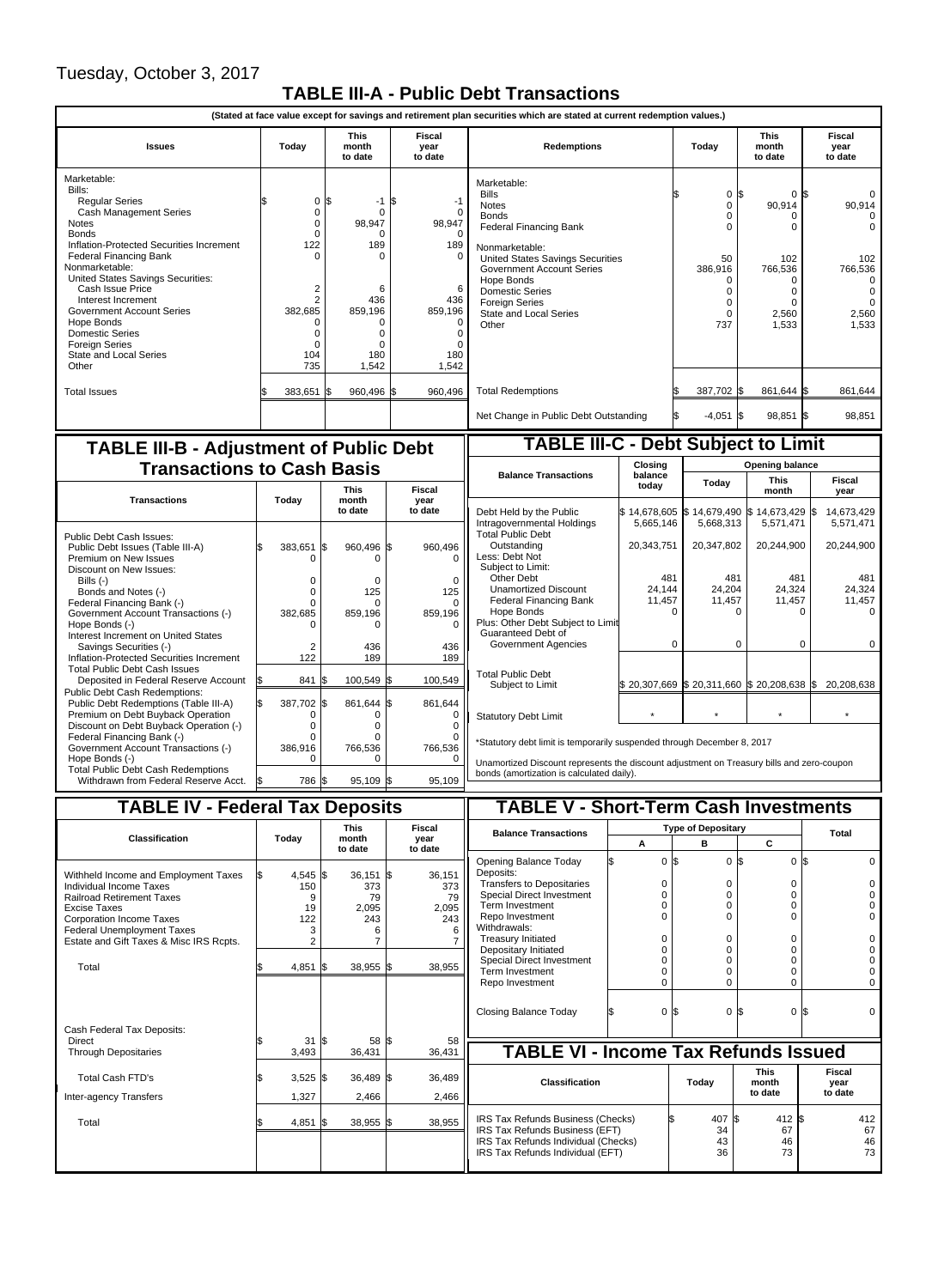Tuesday, October 3, 2017

# TABLE III-A - Public Debt Transactions

(Stated at face value except for savings and retirement plan securities which are stated at current redemption values.)

| Issues | Today | This month to date | Fiscal year to date |
|---|---|---|---|
| Marketable: | | | |
| Bills: | | | |
| Regular Series | $ 0 | $ -1 | $ -1 |
| Cash Management Series | 0 | 0 | 0 |
| Notes | 0 | 98,947 | 98,947 |
| Bonds | 0 | 0 | 0 |
| Inflation-Protected Securities Increment | 122 | 189 | 189 |
| Federal Financing Bank | 0 | 0 | 0 |
| Nonmarketable: | | | |
| United States Savings Securities: | | | |
| Cash Issue Price | 2 | 6 | 6 |
| Interest Increment | 2 | 436 | 436 |
| Government Account Series | 382,685 | 859,196 | 859,196 |
| Hope Bonds | 0 | 0 | 0 |
| Domestic Series | 0 | 0 | 0 |
| Foreign Series | 0 | 0 | 0 |
| State and Local Series | 104 | 180 | 180 |
| Other | 735 | 1,542 | 1,542 |
| Total Issues | $ 383,651 | $ 960,496 | $ 960,496 |

| Redemptions | Today | This month to date | Fiscal year to date |
|---|---|---|---|
| Marketable: | | | |
| Bills | $ 0 | $ 0 | $ 0 |
| Notes | 0 | 90,914 | 90,914 |
| Bonds | 0 | 0 | 0 |
| Federal Financing Bank | 0 | 0 | 0 |
| Nonmarketable: | | | |
| United States Savings Securities | 50 | 102 | 102 |
| Government Account Series | 386,916 | 766,536 | 766,536 |
| Hope Bonds | 0 | 0 | 0 |
| Domestic Series | 0 | 0 | 0 |
| Foreign Series | 0 | 0 | 0 |
| State and Local Series | 0 | 2,560 | 2,560 |
| Other | 737 | 1,533 | 1,533 |
| Total Redemptions | $ 387,702 | $ 861,644 | $ 861,644 |
| Net Change in Public Debt Outstanding | $ -4,051 | $ 98,851 | $ 98,851 |

# TABLE III-B - Adjustment of Public Debt Transactions to Cash Basis

| Transactions | Today | This month to date | Fiscal year to date |
|---|---|---|---|
| Public Debt Cash Issues: | | | |
| Public Debt Issues (Table III-A) | $ 383,651 | $ 960,496 | $ 960,496 |
| Premium on New Issues | 0 | 0 | 0 |
| Discount on New Issues: | | | |
| Bills (-) | 0 | 0 | 0 |
| Bonds and Notes (-) | 0 | 125 | 125 |
| Federal Financing Bank (-) | 0 | 0 | 0 |
| Government Account Transactions (-) | 382,685 | 859,196 | 859,196 |
| Hope Bonds (-) | 0 | 0 | 0 |
| Interest Increment on United States Savings Securities (-) | 2 | 436 | 436 |
| Inflation-Protected Securities Increment | 122 | 189 | 189 |
| Total Public Debt Cash Issues Deposited in Federal Reserve Account | $ 841 | $ 100,549 | $ 100,549 |
| Public Debt Cash Redemptions: | | | |
| Public Debt Redemptions (Table III-A) | $ 387,702 | $ 861,644 | $ 861,644 |
| Premium on Debt Buyback Operation | 0 | 0 | 0 |
| Discount on Debt Buyback Operation (-) | 0 | 0 | 0 |
| Federal Financing Bank (-) | 0 | 0 | 0 |
| Government Account Transactions (-) | 386,916 | 766,536 | 766,536 |
| Hope Bonds (-) | 0 | 0 | 0 |
| Total Public Debt Cash Redemptions Withdrawn from Federal Reserve Acct. | $ 786 | $ 95,109 | $ 95,109 |

# TABLE III-C - Debt Subject to Limit

| Balance Transactions | Closing balance today | Opening balance Today | Opening balance This month | Opening balance Fiscal year |
|---|---|---|---|---|
| Debt Held by the Public | $ 14,678,605 | $ 14,679,490 | $ 14,673,429 | $ 14,673,429 |
| Intragovernmental Holdings | 5,665,146 | 5,668,313 | 5,571,471 | 5,571,471 |
| Total Public Debt Outstanding | 20,343,751 | 20,347,802 | 20,244,900 | 20,244,900 |
| Less: Debt Not Subject to Limit: | | | | |
| Other Debt | 481 | 481 | 481 | 481 |
| Unamortized Discount | 24,144 | 24,204 | 24,324 | 24,324 |
| Federal Financing Bank | 11,457 | 11,457 | 11,457 | 11,457 |
| Hope Bonds | 0 | 0 | 0 | 0 |
| Plus: Other Debt Subject to Limit | | | | |
| Guaranteed Debt of Government Agencies | 0 | 0 | 0 | 0 |
| Total Public Debt Subject to Limit | $ 20,307,669 | $ 20,311,660 | $ 20,208,638 | $ 20,208,638 |
| Statutory Debt Limit | * | * | * | * |

*Statutory debt limit is temporarily suspended through December 8, 2017

Unamortized Discount represents the discount adjustment on Treasury bills and zero-coupon bonds (amortization is calculated daily).

# TABLE IV - Federal Tax Deposits

| Classification | Today | This month to date | Fiscal year to date |
|---|---|---|---|
| Withheld Income and Employment Taxes | $ 4,545 | $ 36,151 | $ 36,151 |
| Individual Income Taxes | 150 | 373 | 373 |
| Railroad Retirement Taxes | 9 | 79 | 79 |
| Excise Taxes | 19 | 2,095 | 2,095 |
| Corporation Income Taxes | 122 | 243 | 243 |
| Federal Unemployment Taxes | 3 | 6 | 6 |
| Estate and Gift Taxes & Misc IRS Rcpts. | 2 | 7 | 7 |
| Total | $ 4,851 | $ 38,955 | $ 38,955 |
| Cash Federal Tax Deposits: | | | |
| Direct | $ 31 | $ 58 | $ 58 |
| Through Depositaries | 3,493 | 36,431 | 36,431 |
| Total Cash FTD's | $ 3,525 | $ 36,489 | $ 36,489 |
| Inter-agency Transfers | 1,327 | 2,466 | 2,466 |
| Total | $ 4,851 | $ 38,955 | $ 38,955 |

# TABLE V - Short-Term Cash Investments

| Balance Transactions | Type of Depositary A | Type of Depositary B | Type of Depositary C | Total |
|---|---|---|---|---|
| Opening Balance Today | $ 0 | $ 0 | $ 0 | $ 0 |
| Deposits: | | | | |
| Transfers to Depositaries | 0 | 0 | 0 | 0 |
| Special Direct Investment | 0 | 0 | 0 | 0 |
| Term Investment | 0 | 0 | 0 | 0 |
| Repo Investment | 0 | 0 | 0 | 0 |
| Withdrawals: | | | | |
| Treasury Initiated | 0 | 0 | 0 | 0 |
| Depositary Initiated | 0 | 0 | 0 | 0 |
| Special Direct Investment | 0 | 0 | 0 | 0 |
| Term Investment | 0 | 0 | 0 | 0 |
| Repo Investment | 0 | 0 | 0 | 0 |
| Closing Balance Today | $ 0 | $ 0 | $ 0 | $ 0 |

# TABLE VI - Income Tax Refunds Issued

| Classification | Today | This month to date | Fiscal year to date |
|---|---|---|---|
| IRS Tax Refunds Business (Checks) | $ 407 | $ 412 | $ 412 |
| IRS Tax Refunds Business (EFT) | 34 | 67 | 67 |
| IRS Tax Refunds Individual (Checks) | 43 | 46 | 46 |
| IRS Tax Refunds Individual (EFT) | 36 | 73 | 73 |